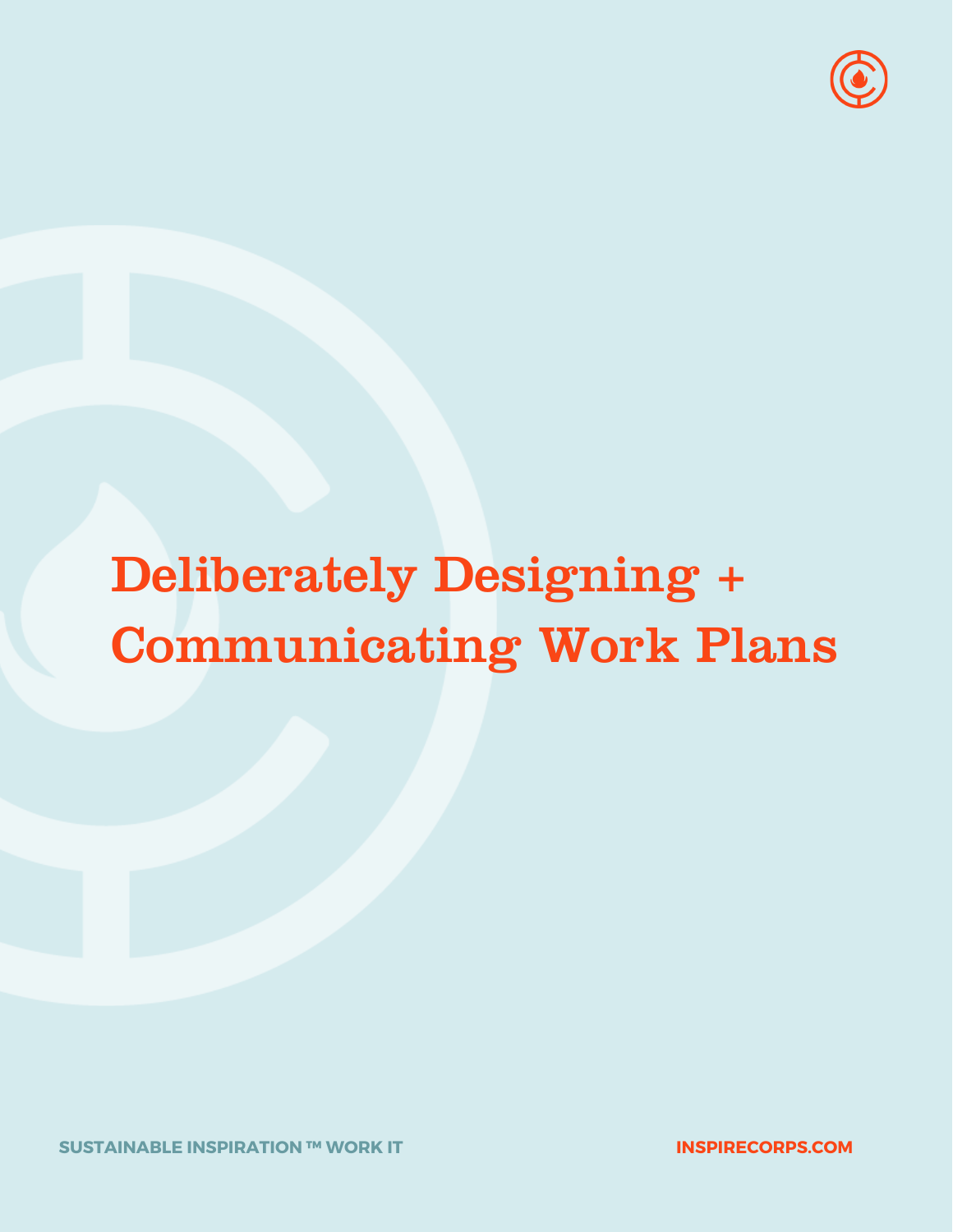# Deliberately Designing + Communicating Work Plans

SUSTAINABLE INSPIRATION ™ WORK IT

INSPIRECORPS.COM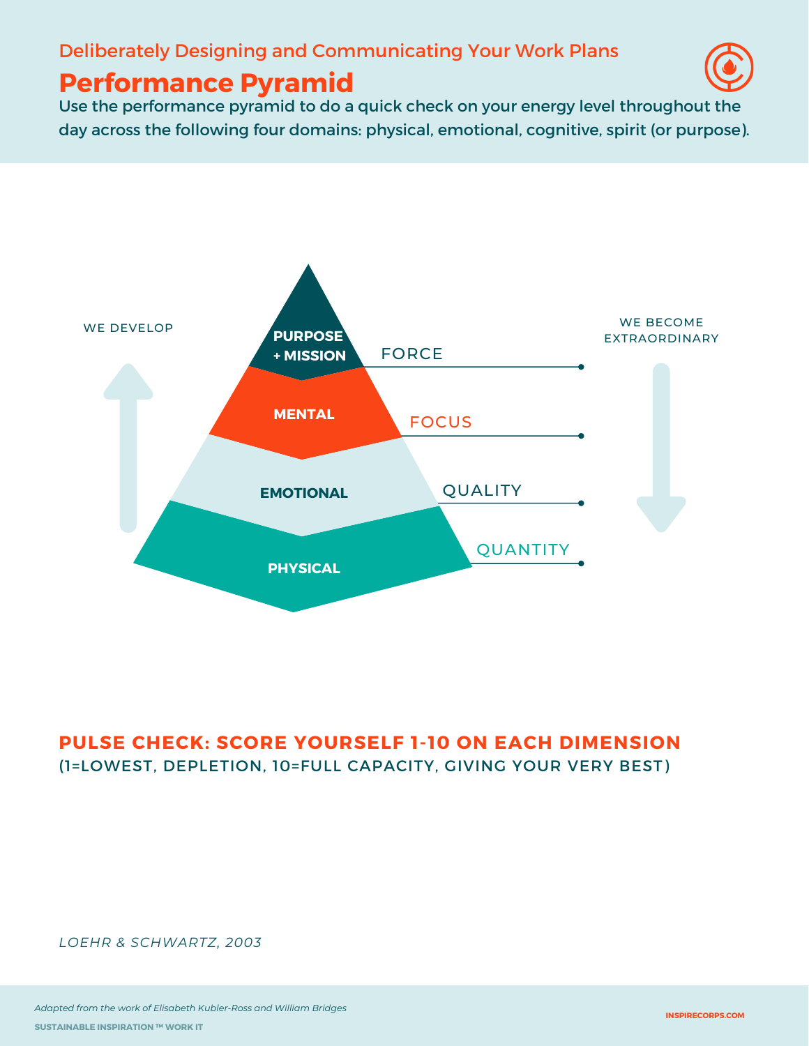Deliberately Designing and Communicating Your Work Plans

# Performance Pyramid

Use the performance pyramid to do a quick check on your energy level throughout the day across the following four domains: physical, emotional, cognitive, spirit (or purpose).

WE DEVELOP

WE BECOME EXTRAORDINARY

PURPOSE + MISSION — FORCE

MENTAL — FOCUS

EMOTIONAL — QUALITY

PHYSICAL — QUANTITY

**PULSE CHECK: SCORE YOURSELF 1-10 ON EACH DIMENSION**

(1=LOWEST, DEPLETION, 10=FULL CAPACITY, GIVING YOUR VERY BEST)

*LOEHR & SCHWARTZ, 2003*

*Adapted from the work of Elisabeth Kubler-Ross and William Bridges*

SUSTAINABLE INSPIRATION ™ WORK IT

INSPIRECORPS.COM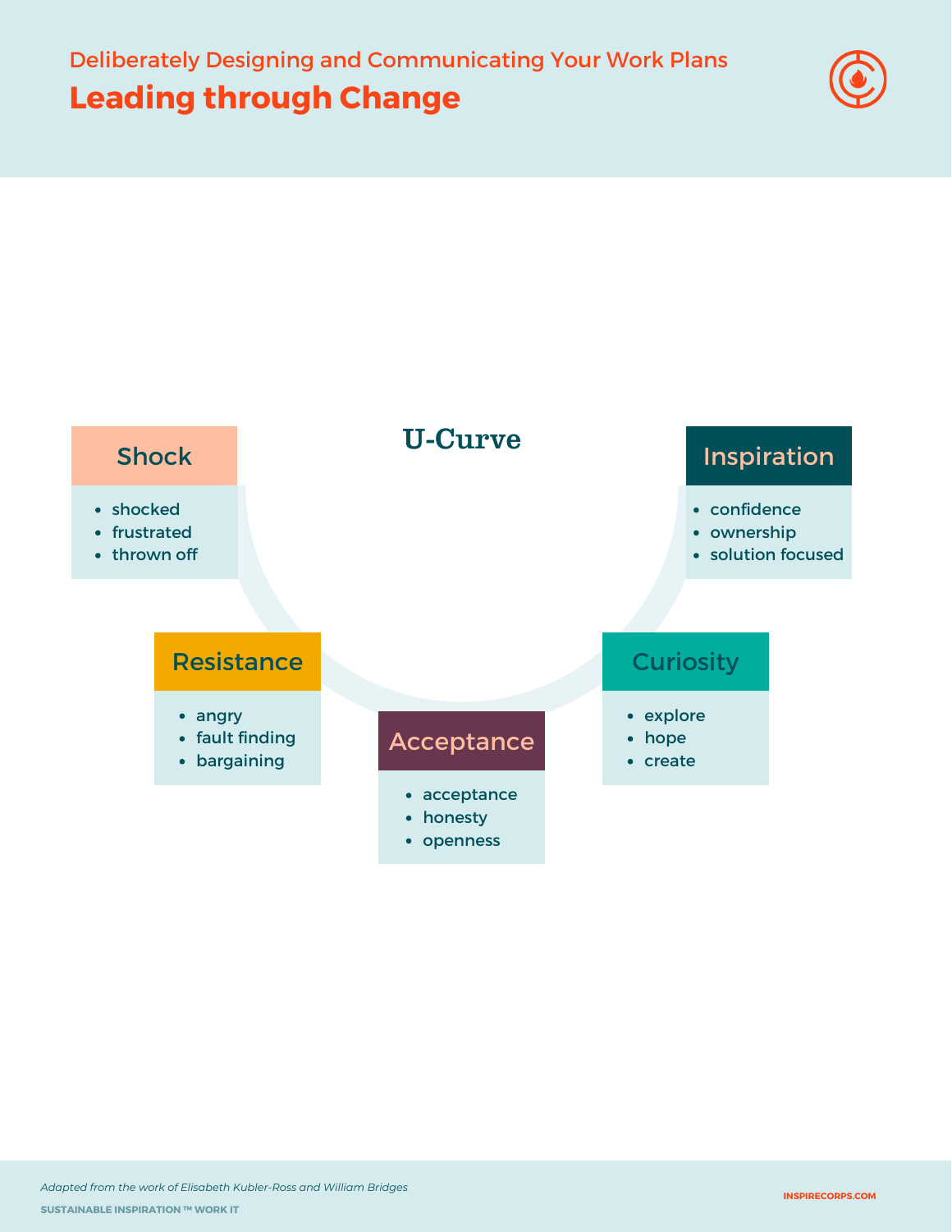Deliberately Designing and Communicating Your Work Plans

# Leading through Change

## U-Curve

### Shock

- shocked
- frustrated
- thrown off

### Resistance

- angry
- fault finding
- bargaining

### Acceptance

- acceptance
- honesty
- openness

### Curiosity

- explore
- hope
- create

### Inspiration

- confidence
- ownership
- solution focused

*Adapted from the work of Elisabeth Kubler-Ross and William Bridges*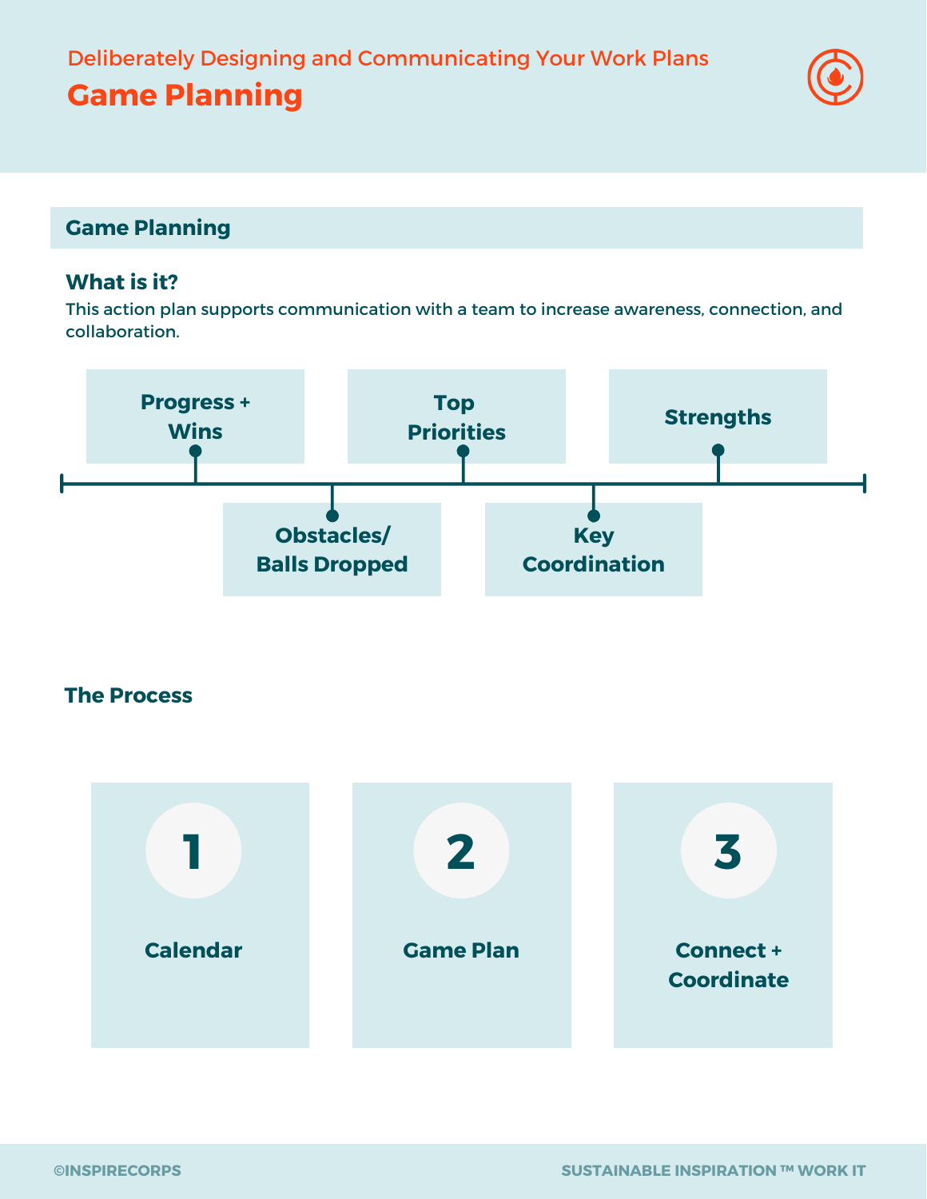Deliberately Designing and Communicating Your Work Plans

# Game Planning

## Game Planning

### What is it?

This action plan supports communication with a team to increase awareness, connection, and collaboration.

- Progress + Wins
- Obstacles/ Balls Dropped
- Top Priorities
- Key Coordination
- Strengths

### The Process

1. Calendar
2. Game Plan
3. Connect + Coordinate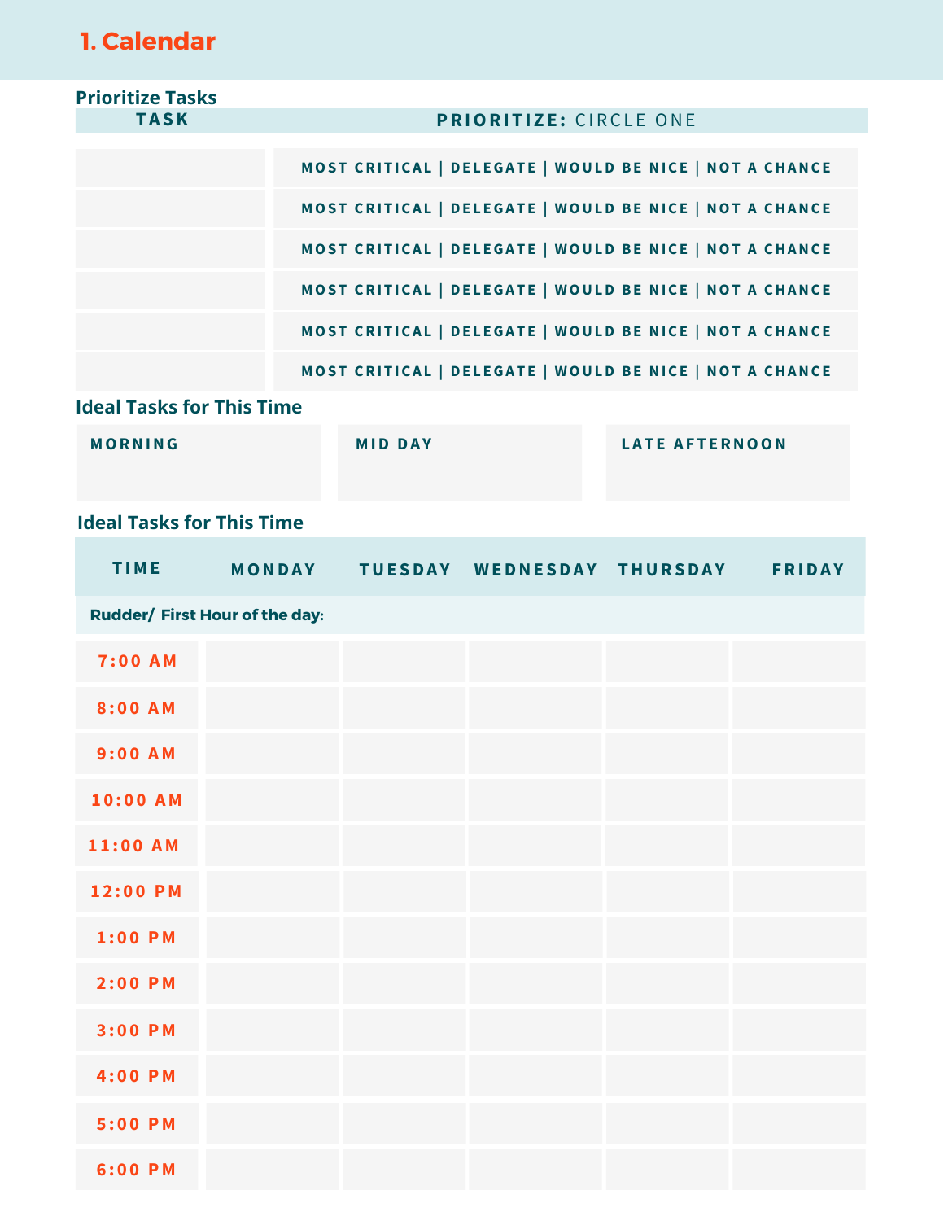# 1. Calendar

## Prioritize Tasks

| TASK | PRIORITIZE: CIRCLE ONE |
| --- | --- |
| | MOST CRITICAL \| DELEGATE \| WOULD BE NICE \| NOT A CHANCE |
| | MOST CRITICAL \| DELEGATE \| WOULD BE NICE \| NOT A CHANCE |
| | MOST CRITICAL \| DELEGATE \| WOULD BE NICE \| NOT A CHANCE |
| | MOST CRITICAL \| DELEGATE \| WOULD BE NICE \| NOT A CHANCE |
| | MOST CRITICAL \| DELEGATE \| WOULD BE NICE \| NOT A CHANCE |
| | MOST CRITICAL \| DELEGATE \| WOULD BE NICE \| NOT A CHANCE |

## Ideal Tasks for This Time

| MORNING | MID DAY | LATE AFTERNOON |
| --- | --- | --- |
| | | |

## Ideal Tasks for This Time

| TIME | MONDAY | TUESDAY | WEDNESDAY | THURSDAY | FRIDAY |
| --- | --- | --- | --- | --- | --- |
| Rudder/ First Hour of the day: | | | | | |
| 7:00 AM | | | | | |
| 8:00 AM | | | | | |
| 9:00 AM | | | | | |
| 10:00 AM | | | | | |
| 11:00 AM | | | | | |
| 12:00 PM | | | | | |
| 1:00 PM | | | | | |
| 2:00 PM | | | | | |
| 3:00 PM | | | | | |
| 4:00 PM | | | | | |
| 5:00 PM | | | | | |
| 6:00 PM | | | | | |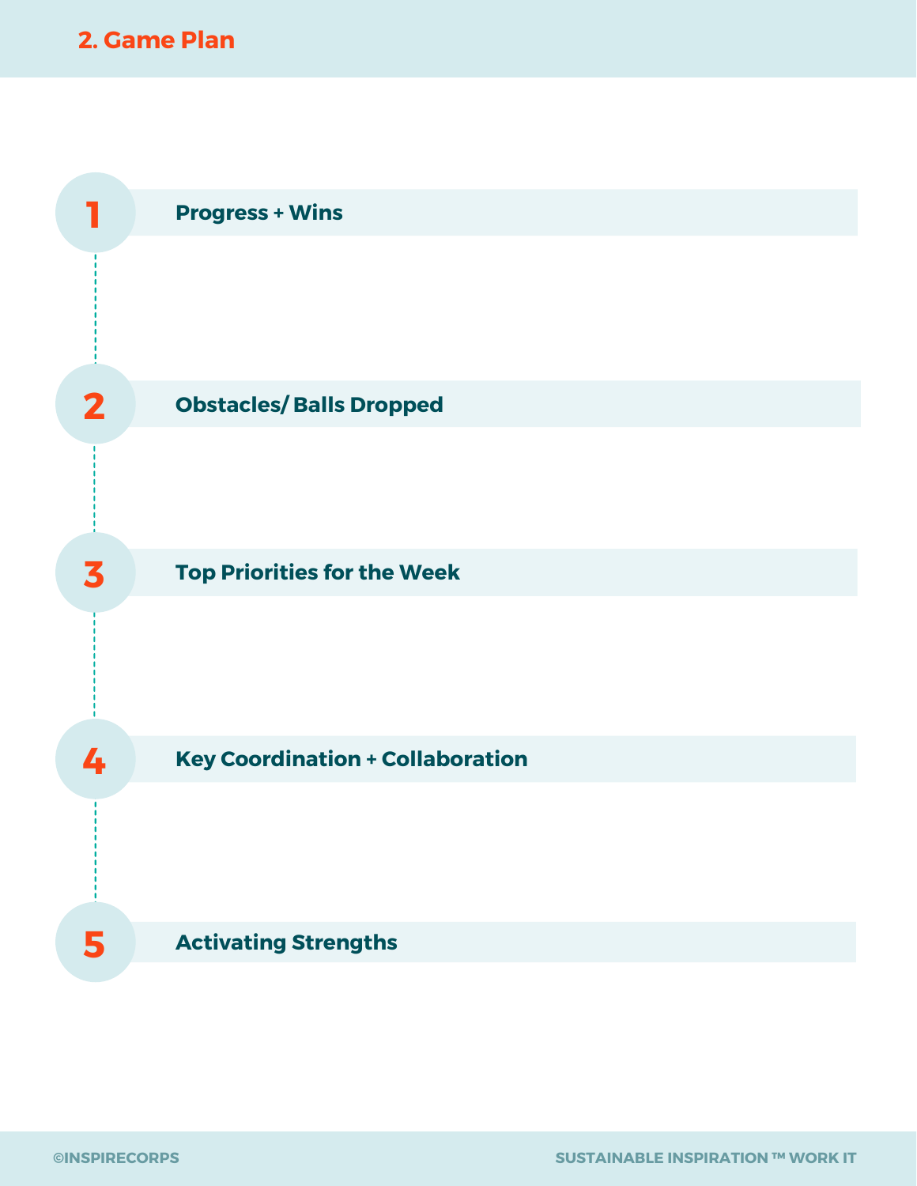## 2. Game Plan

1. **Progress + Wins**

2. **Obstacles/ Balls Dropped**

3. **Top Priorities for the Week**

4. **Key Coordination + Collaboration**

5. **Activating Strengths**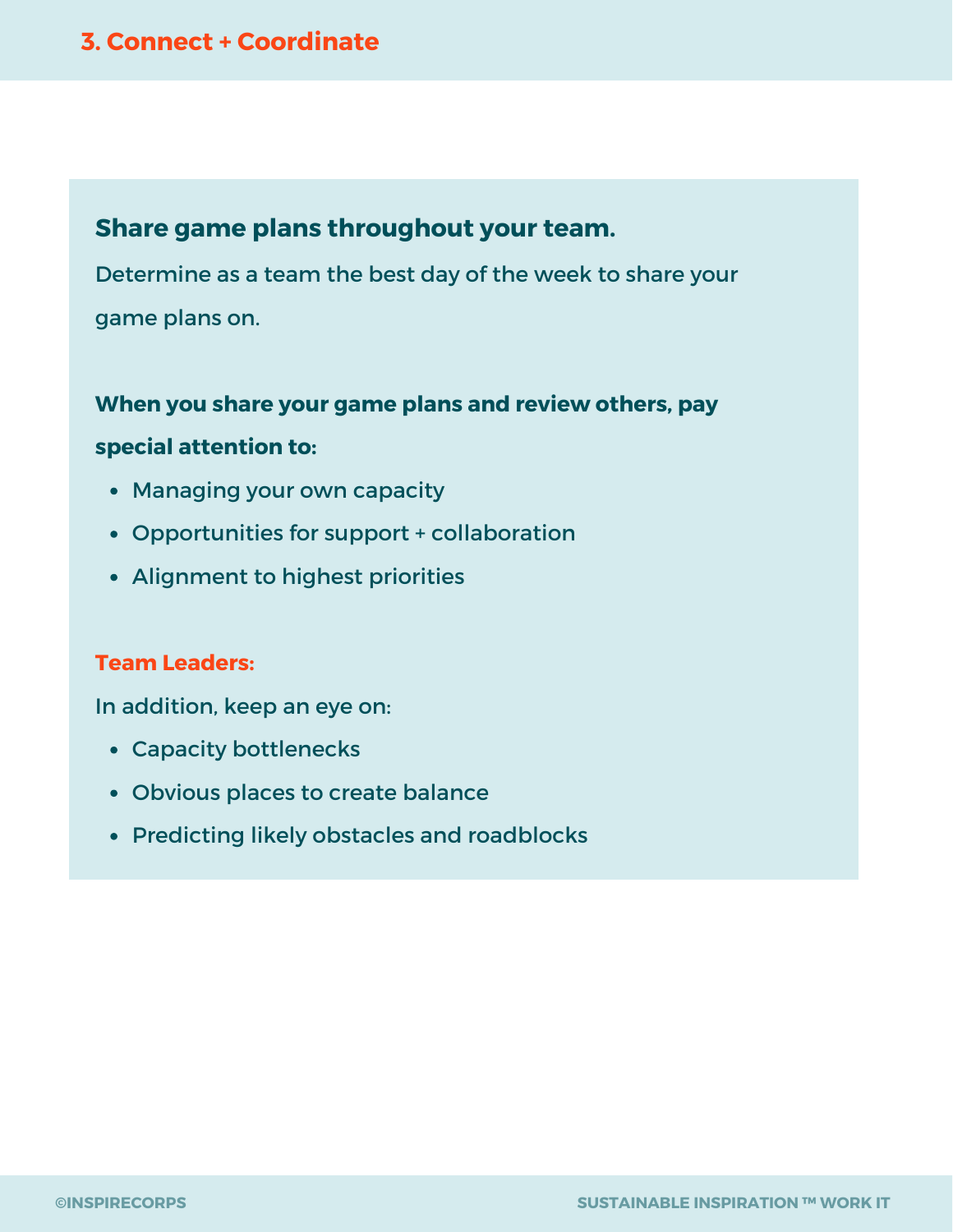## 3. Connect + Coordinate

### Share game plans throughout your team.

Determine as a team the best day of the week to share your game plans on.

**When you share your game plans and review others, pay special attention to:**

- Managing your own capacity
- Opportunities for support + collaboration
- Alignment to highest priorities

**Team Leaders:**

In addition, keep an eye on:

- Capacity bottlenecks
- Obvious places to create balance
- Predicting likely obstacles and roadblocks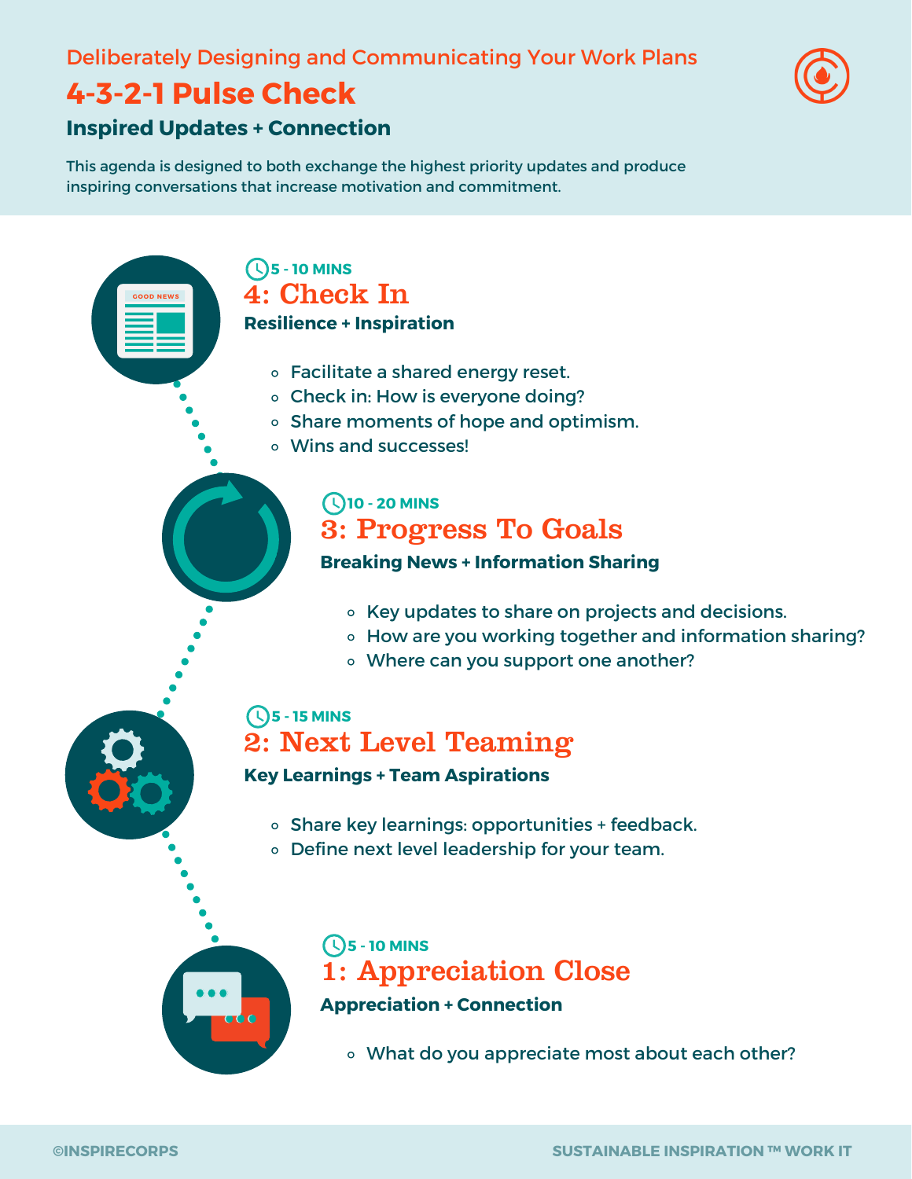Deliberately Designing and Communicating Your Work Plans

# 4-3-2-1 Pulse Check

### Inspired Updates + Connection

This agenda is designed to both exchange the highest priority updates and produce inspiring conversations that increase motivation and commitment.

5 - 10 MINS

## 4: Check In

**Resilience + Inspiration**

- Facilitate a shared energy reset.
- Check in: How is everyone doing?
- Share moments of hope and optimism.
- Wins and successes!

10 - 20 MINS

## 3: Progress To Goals

**Breaking News + Information Sharing**

- Key updates to share on projects and decisions.
- How are you working together and information sharing?
- Where can you support one another?

5 - 15 MINS

## 2: Next Level Teaming

**Key Learnings + Team Aspirations**

- Share key learnings: opportunities + feedback.
- Define next level leadership for your team.

5 - 10 MINS

## 1: Appreciation Close

**Appreciation + Connection**

- What do you appreciate most about each other?

©INSPIRECORPS

SUSTAINABLE INSPIRATION ™ WORK IT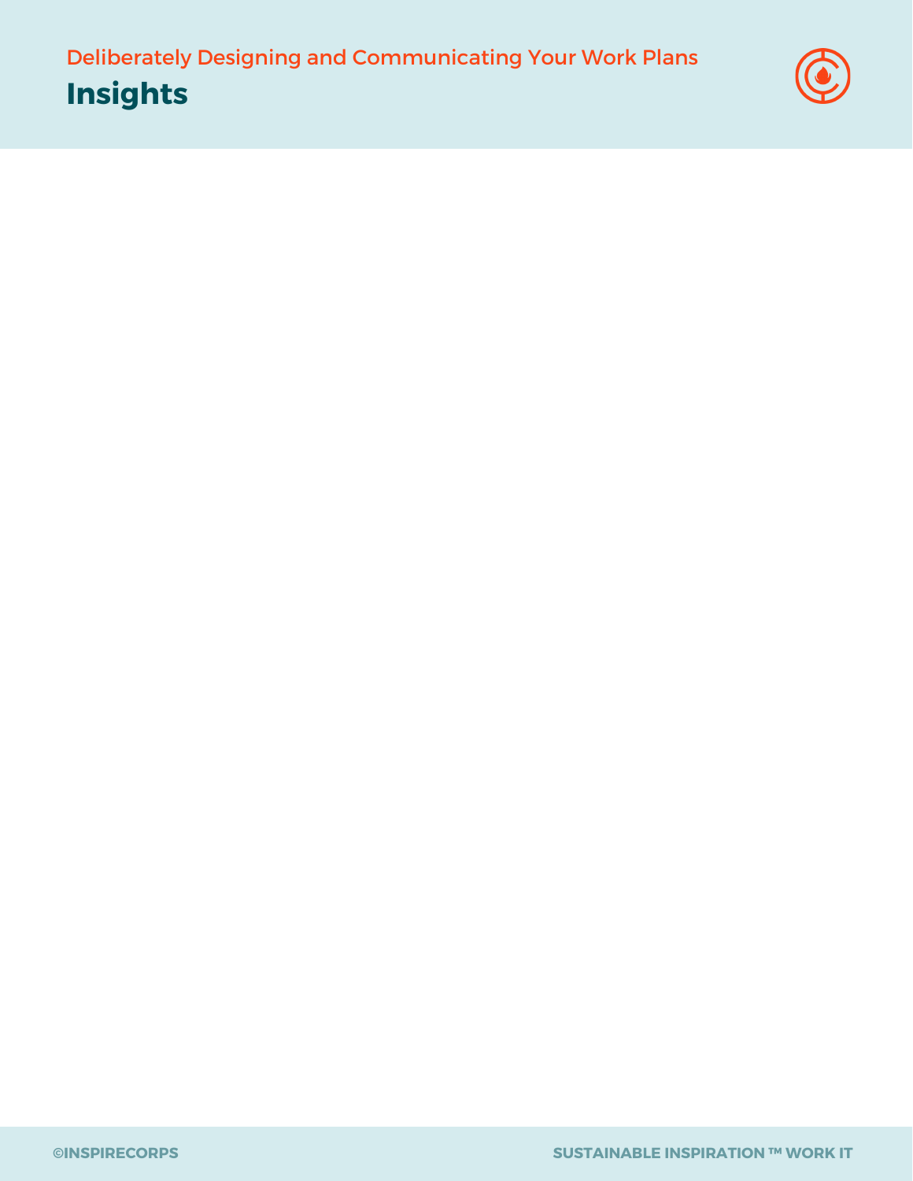Deliberately Designing and Communicating Your Work Plans

# Insights